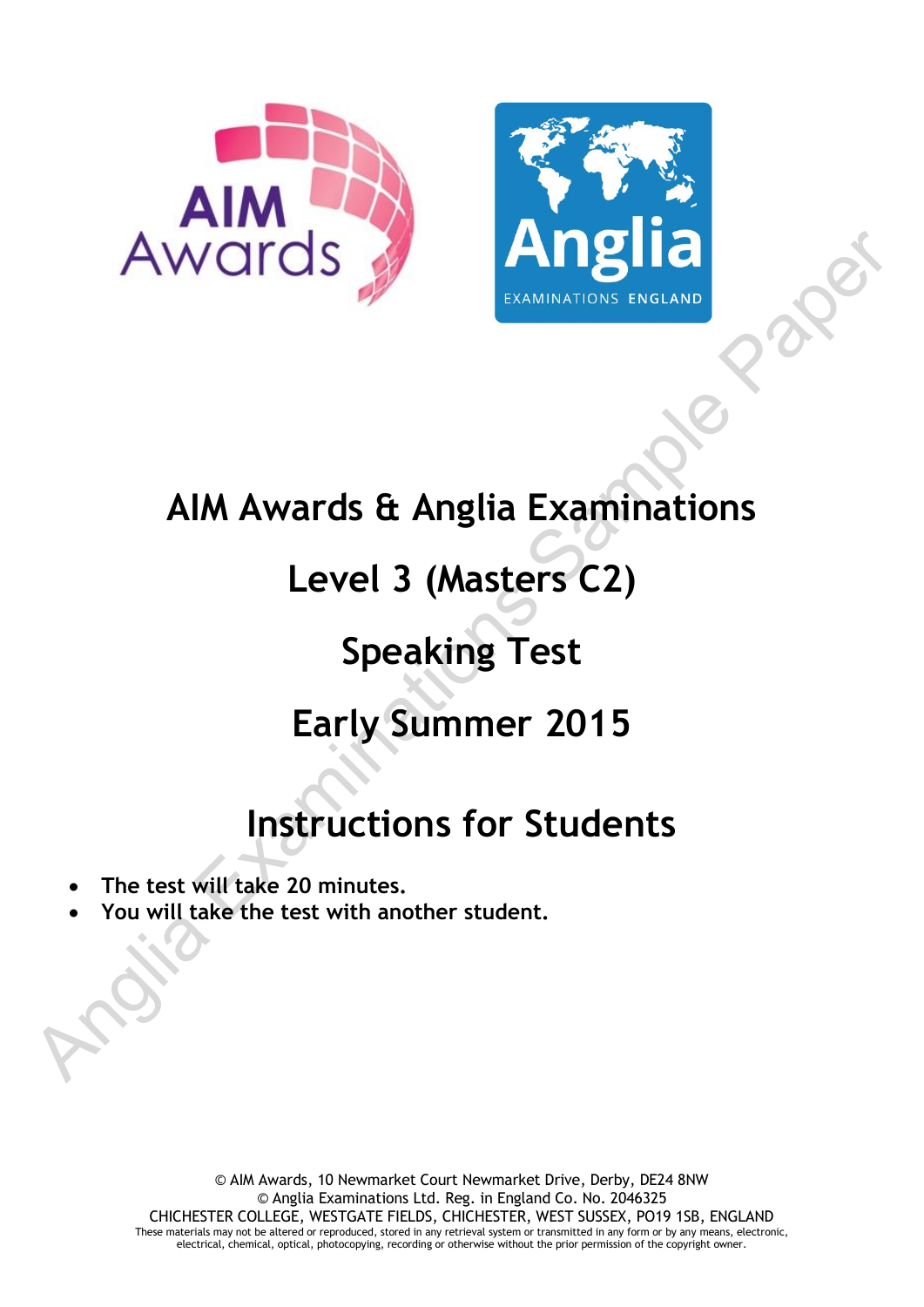# AIM Awards & Anglia Examinations

# Level 3 (Masters C2)

# Speaking Test

# Early Summer 2015

## Instructions for Students

- **The test will take 20 minutes.**
- **You will take the test with another student.**

© AIM Awards, 10 Newmarket Court Newmarket Drive, Derby, DE24 8NW
© Anglia Examinations Ltd. Reg. in England Co. No. 2046325
CHICHESTER COLLEGE, WESTGATE FIELDS, CHICHESTER, WEST SUSSEX, PO19 1SB, ENGLAND
These materials may not be altered or reproduced, stored in any retrieval system or transmitted in any form or by any means, electronic, electrical, chemical, optical, photocopying, recording or otherwise without the prior permission of the copyright owner.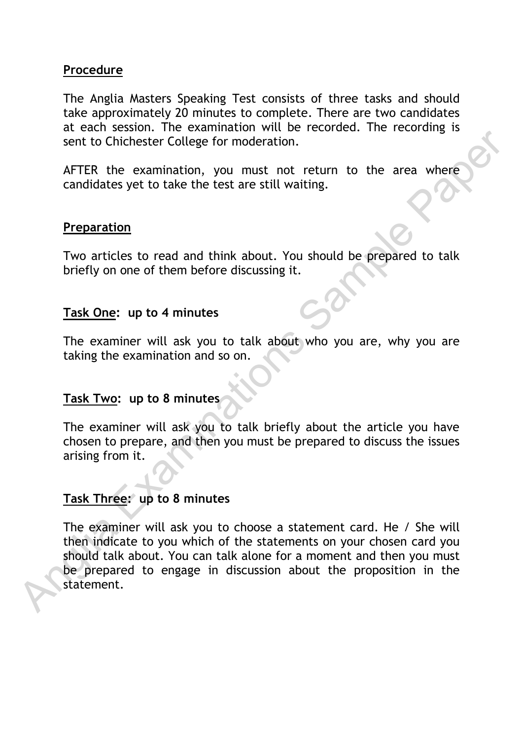## Procedure

The Anglia Masters Speaking Test consists of three tasks and should take approximately 20 minutes to complete. There are two candidates at each session. The examination will be recorded. The recording is sent to Chichester College for moderation.

AFTER the examination, you must not return to the area where candidates yet to take the test are still waiting.

## Preparation

Two articles to read and think about. You should be prepared to talk briefly on one of them before discussing it.

## Task One: up to 4 minutes

The examiner will ask you to talk about who you are, why you are taking the examination and so on.

## Task Two: up to 8 minutes

The examiner will ask you to talk briefly about the article you have chosen to prepare, and then you must be prepared to discuss the issues arising from it.

## Task Three: up to 8 minutes

The examiner will ask you to choose a statement card. He / She will then indicate to you which of the statements on your chosen card you should talk about. You can talk alone for a moment and then you must be prepared to engage in discussion about the proposition in the statement.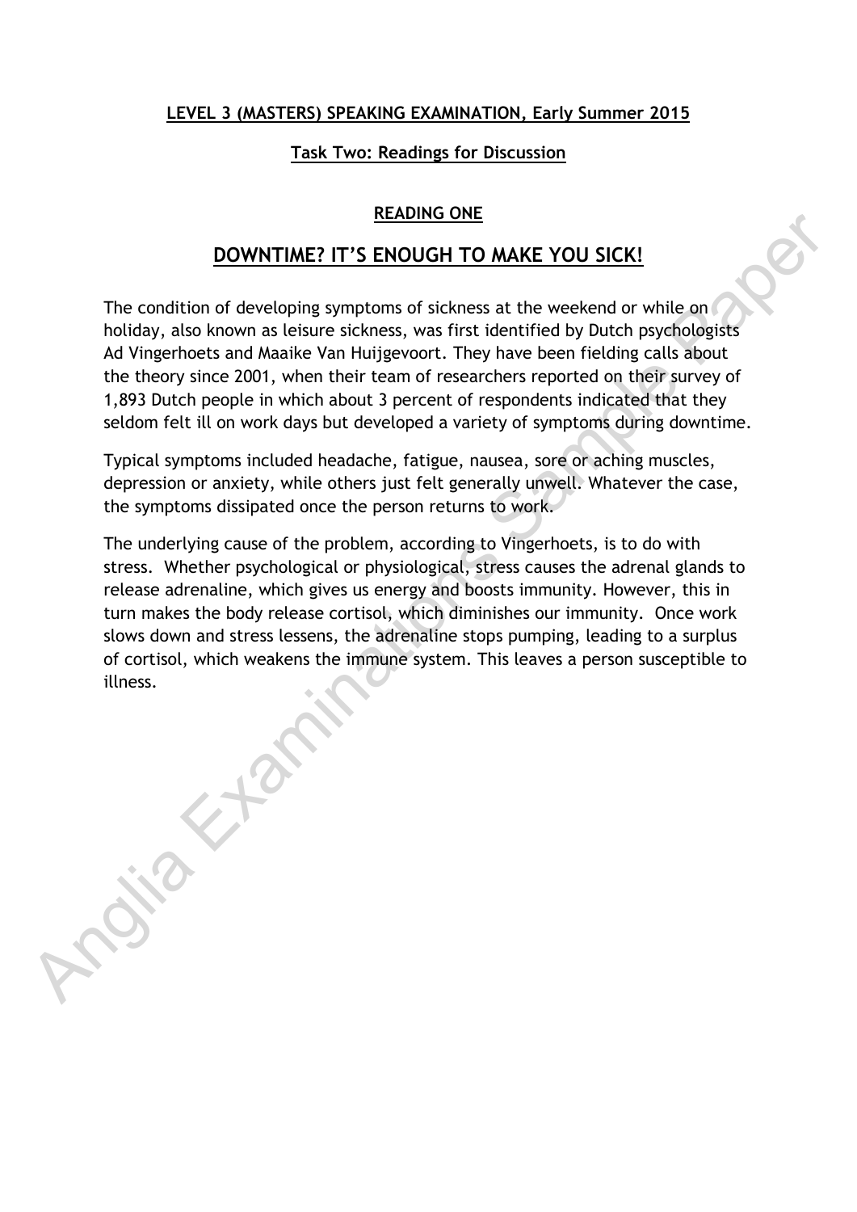**LEVEL 3 (MASTERS) SPEAKING EXAMINATION, Early Summer 2015**

**Task Two: Readings for Discussion**

## READING ONE

# DOWNTIME? IT'S ENOUGH TO MAKE YOU SICK!

The condition of developing symptoms of sickness at the weekend or while on holiday, also known as leisure sickness, was first identified by Dutch psychologists Ad Vingerhoets and Maaike Van Huijgevoort. They have been fielding calls about the theory since 2001, when their team of researchers reported on their survey of 1,893 Dutch people in which about 3 percent of respondents indicated that they seldom felt ill on work days but developed a variety of symptoms during downtime.

Typical symptoms included headache, fatigue, nausea, sore or aching muscles, depression or anxiety, while others just felt generally unwell. Whatever the case, the symptoms dissipated once the person returns to work.

The underlying cause of the problem, according to Vingerhoets, is to do with stress. Whether psychological or physiological, stress causes the adrenal glands to release adrenaline, which gives us energy and boosts immunity. However, this in turn makes the body release cortisol, which diminishes our immunity. Once work slows down and stress lessens, the adrenaline stops pumping, leading to a surplus of cortisol, which weakens the immune system. This leaves a person susceptible to illness.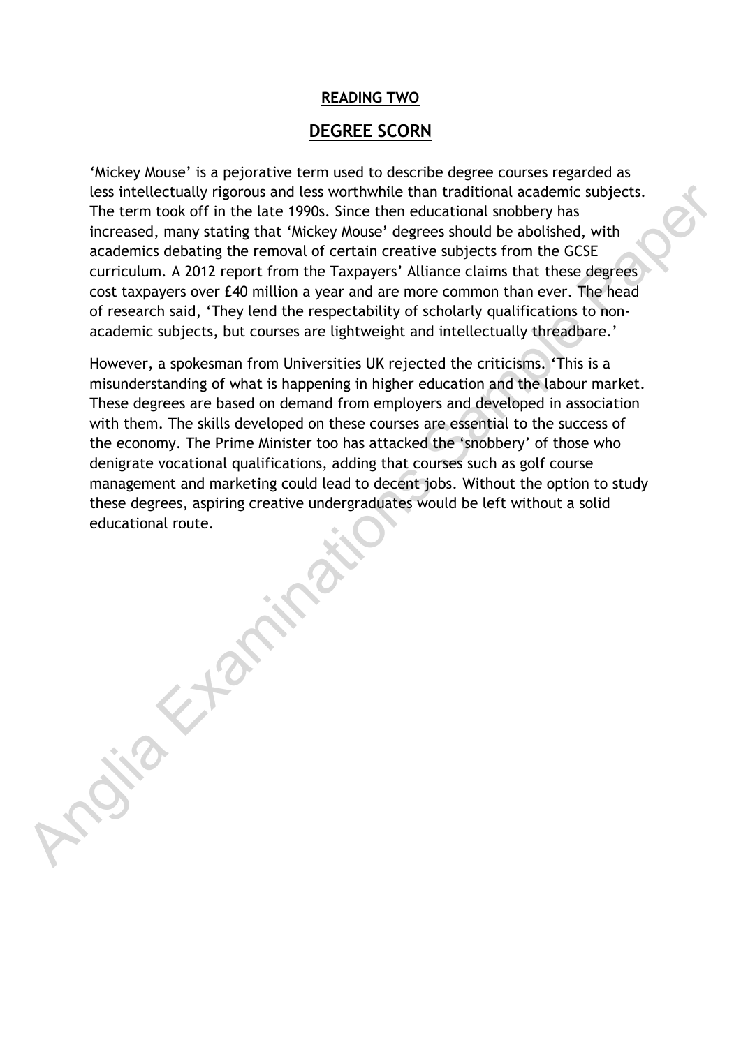## READING TWO

## DEGREE SCORN

'Mickey Mouse' is a pejorative term used to describe degree courses regarded as less intellectually rigorous and less worthwhile than traditional academic subjects. The term took off in the late 1990s. Since then educational snobbery has increased, many stating that 'Mickey Mouse' degrees should be abolished, with academics debating the removal of certain creative subjects from the GCSE curriculum. A 2012 report from the Taxpayers' Alliance claims that these degrees cost taxpayers over £40 million a year and are more common than ever. The head of research said, 'They lend the respectability of scholarly qualifications to non-academic subjects, but courses are lightweight and intellectually threadbare.'

However, a spokesman from Universities UK rejected the criticisms. 'This is a misunderstanding of what is happening in higher education and the labour market. These degrees are based on demand from employers and developed in association with them. The skills developed on these courses are essential to the success of the economy. The Prime Minister too has attacked the 'snobbery' of those who denigrate vocational qualifications, adding that courses such as golf course management and marketing could lead to decent jobs. Without the option to study these degrees, aspiring creative undergraduates would be left without a solid educational route.